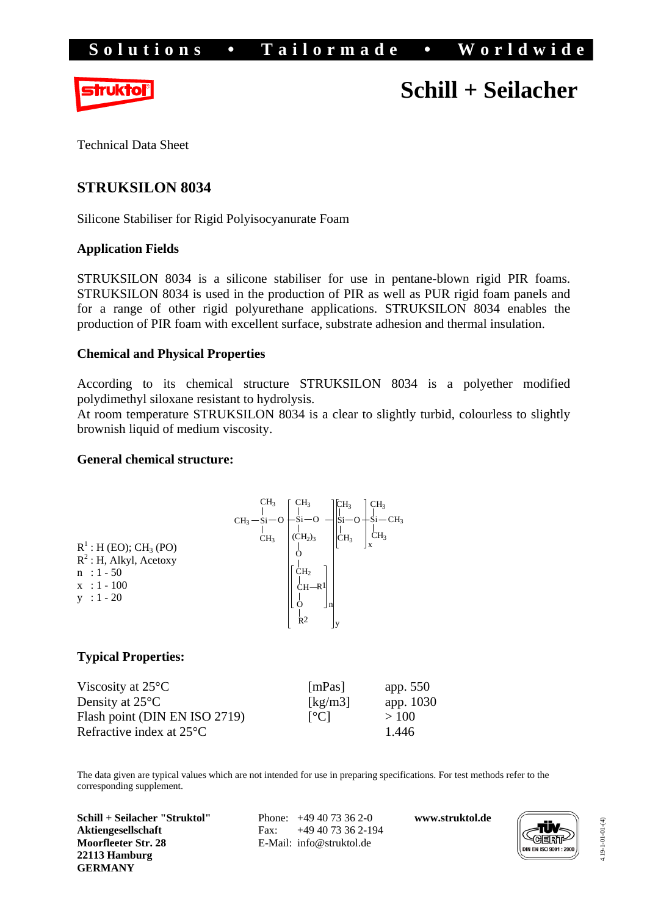Solutions • Tailormade • Worldwide

struktol®

# Schill + Seilacher

Technical Data Sheet

## STRUKSILON 8034

Silicone Stabiliser for Rigid Polyisocyanurate Foam

### Application Fields

STRUKSILON 8034 is a silicone stabiliser for use in pentane-blown rigid PIR foams. STRUKSILON 8034 is used in the production of PIR as well as PUR rigid foam panels and for a range of other rigid polyurethane applications. STRUKSILON 8034 enables the production of PIR foam with excellent surface, substrate adhesion and thermal insulation.

### Chemical and Physical Properties

According to its chemical structure STRUKSILON 8034 is a polyether modified polydimethyl siloxane resistant to hydrolysis.
At room temperature STRUKSILON 8034 is a clear to slightly turbid, colourless to slightly brownish liquid of medium viscosity.

### General chemical structure:

$$CH_3-Si(CH_3)_2-O-\left[Si(CH_3)\left((CH_2)_3-O-\left[CH_2-CH(R^1)-O\right]_n-R^2\right)-O\right]_y-\left[Si(CH_3)_2-O\right]_x-Si(CH_3)_2-CH_3$$

$R^1$ : H (EO); $CH_3$ (PO)
$R^2$ : H, Alkyl, Acetoxy
n : 1 - 50
x : 1 - 100
y : 1 - 20

### Typical Properties:

| | | |
|---|---|---|
| Viscosity at 25°C | [mPas] | app. 550 |
| Density at 25°C | [kg/m3] | app. 1030 |
| Flash point (DIN EN ISO 2719) | [°C] | > 100 |
| Refractive index at 25°C | | 1.446 |

The data given are typical values which are not intended for use in preparing specifications. For test methods refer to the corresponding supplement.

**Schill + Seilacher "Struktol" Aktiengesellschaft**
**Moorfleeter Str. 28**
**22113 Hamburg**
**GERMANY**

Phone: +49 40 73 36 2-0
Fax: +49 40 73 36 2-194
E-Mail: info@struktol.de

**www.struktol.de**

TÜV CERT DIN EN ISO 9001 : 2000

4.19-1-01-(4)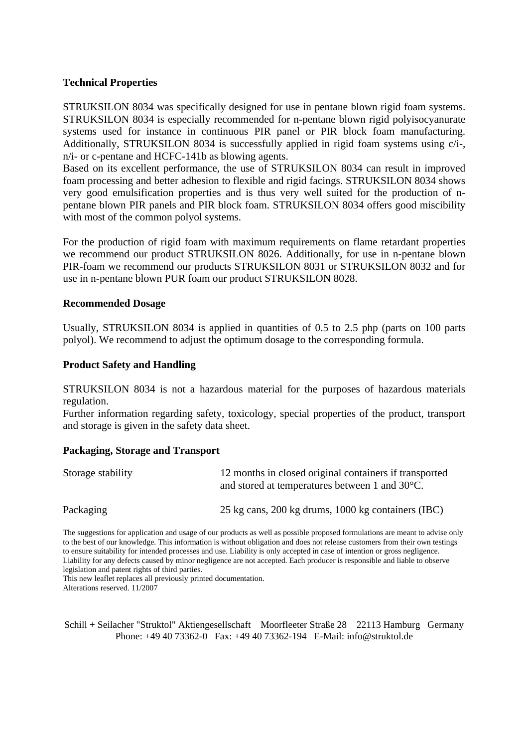## Technical Properties

STRUKSILON 8034 was specifically designed for use in pentane blown rigid foam systems. STRUKSILON 8034 is especially recommended for n-pentane blown rigid polyisocyanurate systems used for instance in continuous PIR panel or PIR block foam manufacturing. Additionally, STRUKSILON 8034 is successfully applied in rigid foam systems using c/i-, n/i- or c-pentane and HCFC-141b as blowing agents.
Based on its excellent performance, the use of STRUKSILON 8034 can result in improved foam processing and better adhesion to flexible and rigid facings. STRUKSILON 8034 shows very good emulsification properties and is thus very well suited for the production of n-pentane blown PIR panels and PIR block foam. STRUKSILON 8034 offers good miscibility with most of the common polyol systems.

For the production of rigid foam with maximum requirements on flame retardant properties we recommend our product STRUKSILON 8026. Additionally, for use in n-pentane blown PIR-foam we recommend our products STRUKSILON 8031 or STRUKSILON 8032 and for use in n-pentane blown PUR foam our product STRUKSILON 8028.

## Recommended Dosage

Usually, STRUKSILON 8034 is applied in quantities of 0.5 to 2.5 php (parts on 100 parts polyol). We recommend to adjust the optimum dosage to the corresponding formula.

## Product Safety and Handling

STRUKSILON 8034 is not a hazardous material for the purposes of hazardous materials regulation.
Further information regarding safety, toxicology, special properties of the product, transport and storage is given in the safety data sheet.

## Packaging, Storage and Transport

| | |
|---|---|
| Storage stability | 12 months in closed original containers if transported and stored at temperatures between 1 and 30°C. |
| Packaging | 25 kg cans, 200 kg drums, 1000 kg containers (IBC) |

The suggestions for application and usage of our products as well as possible proposed formulations are meant to advise only to the best of our knowledge. This information is without obligation and does not release customers from their own testings to ensure suitability for intended processes and use. Liability is only accepted in case of intention or gross negligence. Liability for any defects caused by minor negligence are not accepted. Each producer is responsible and liable to observe legislation and patent rights of third parties.
This new leaflet replaces all previously printed documentation.
Alterations reserved. 11/2007

Schill + Seilacher "Struktol" Aktiengesellschaft Moorfleeter Straße 28 22113 Hamburg Germany
Phone: +49 40 73362-0 Fax: +49 40 73362-194 E-Mail: info@struktol.de